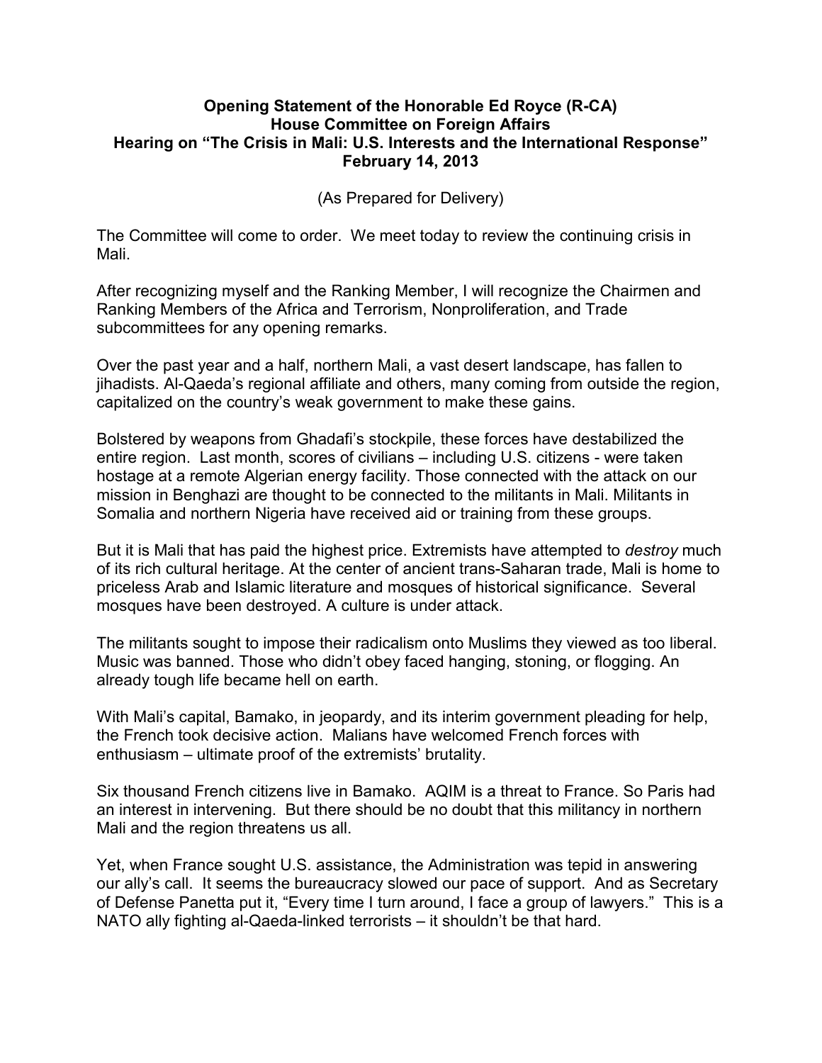**Opening Statement of the Honorable Ed Royce (R-CA)**
**House Committee on Foreign Affairs**
**Hearing on "The Crisis in Mali: U.S. Interests and the International Response"**
**February 14, 2013**

(As Prepared for Delivery)

The Committee will come to order. We meet today to review the continuing crisis in Mali.

After recognizing myself and the Ranking Member, I will recognize the Chairmen and Ranking Members of the Africa and Terrorism, Nonproliferation, and Trade subcommittees for any opening remarks.

Over the past year and a half, northern Mali, a vast desert landscape, has fallen to jihadists. Al-Qaeda's regional affiliate and others, many coming from outside the region, capitalized on the country's weak government to make these gains.

Bolstered by weapons from Ghadafi's stockpile, these forces have destabilized the entire region. Last month, scores of civilians – including U.S. citizens - were taken hostage at a remote Algerian energy facility. Those connected with the attack on our mission in Benghazi are thought to be connected to the militants in Mali. Militants in Somalia and northern Nigeria have received aid or training from these groups.

But it is Mali that has paid the highest price. Extremists have attempted to *destroy* much of its rich cultural heritage. At the center of ancient trans-Saharan trade, Mali is home to priceless Arab and Islamic literature and mosques of historical significance. Several mosques have been destroyed. A culture is under attack.

The militants sought to impose their radicalism onto Muslims they viewed as too liberal. Music was banned. Those who didn't obey faced hanging, stoning, or flogging. An already tough life became hell on earth.

With Mali's capital, Bamako, in jeopardy, and its interim government pleading for help, the French took decisive action. Malians have welcomed French forces with enthusiasm – ultimate proof of the extremists' brutality.

Six thousand French citizens live in Bamako. AQIM is a threat to France. So Paris had an interest in intervening. But there should be no doubt that this militancy in northern Mali and the region threatens us all.

Yet, when France sought U.S. assistance, the Administration was tepid in answering our ally's call. It seems the bureaucracy slowed our pace of support. And as Secretary of Defense Panetta put it, "Every time I turn around, I face a group of lawyers." This is a NATO ally fighting al-Qaeda-linked terrorists – it shouldn't be that hard.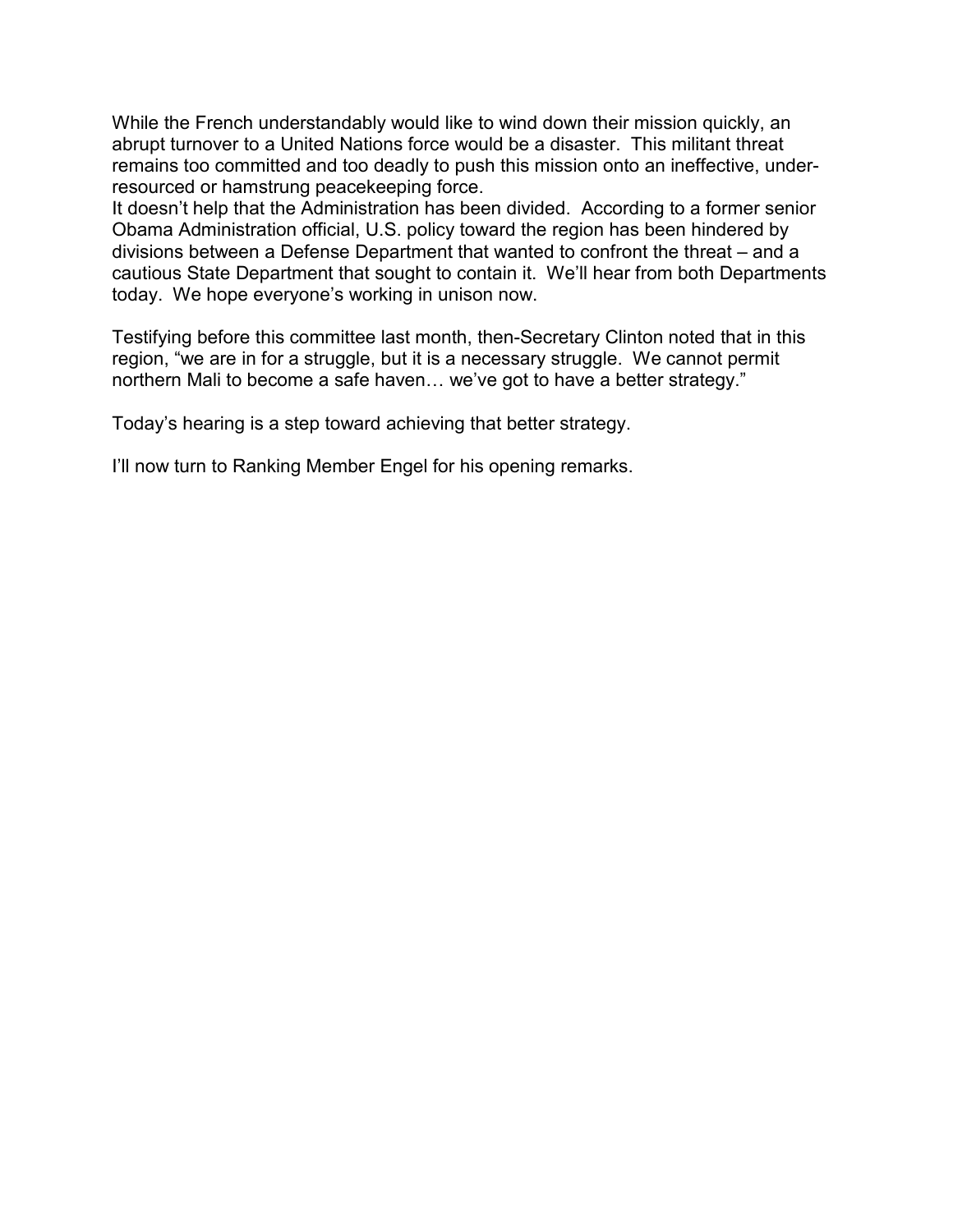While the French understandably would like to wind down their mission quickly, an abrupt turnover to a United Nations force would be a disaster. This militant threat remains too committed and too deadly to push this mission onto an ineffective, under-resourced or hamstrung peacekeeping force.

It doesn't help that the Administration has been divided. According to a former senior Obama Administration official, U.S. policy toward the region has been hindered by divisions between a Defense Department that wanted to confront the threat – and a cautious State Department that sought to contain it. We'll hear from both Departments today. We hope everyone's working in unison now.

Testifying before this committee last month, then-Secretary Clinton noted that in this region, "we are in for a struggle, but it is a necessary struggle. We cannot permit northern Mali to become a safe haven… we've got to have a better strategy."

Today's hearing is a step toward achieving that better strategy.

I'll now turn to Ranking Member Engel for his opening remarks.